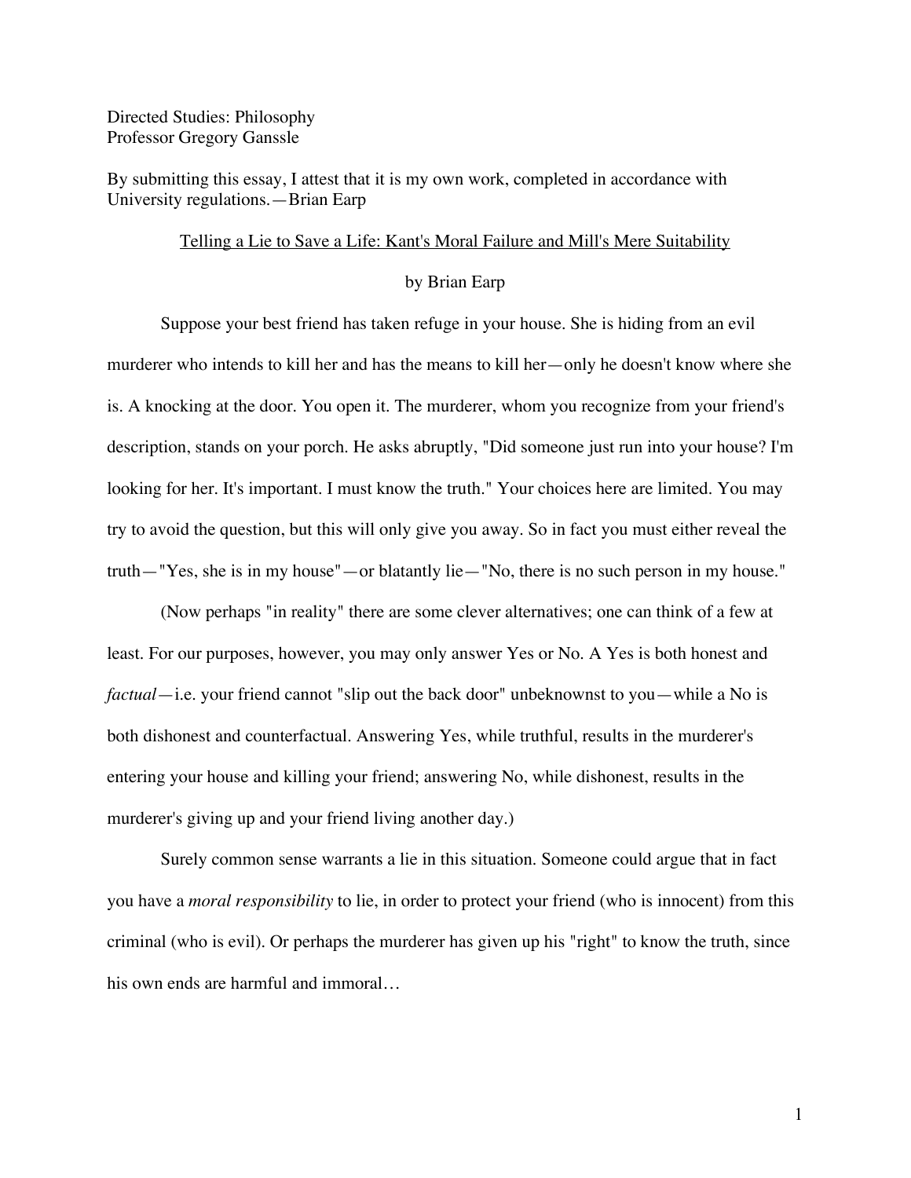Directed Studies: Philosophy
Professor Gregory Ganssle

By submitting this essay, I attest that it is my own work, completed in accordance with University regulations.—Brian Earp

Telling a Lie to Save a Life: Kant's Moral Failure and Mill's Mere Suitability

by Brian Earp

Suppose your best friend has taken refuge in your house. She is hiding from an evil murderer who intends to kill her and has the means to kill her—only he doesn't know where she is. A knocking at the door. You open it. The murderer, whom you recognize from your friend's description, stands on your porch. He asks abruptly, "Did someone just run into your house? I'm looking for her. It's important. I must know the truth." Your choices here are limited. You may try to avoid the question, but this will only give you away. So in fact you must either reveal the truth—"Yes, she is in my house"—or blatantly lie—"No, there is no such person in my house."

(Now perhaps "in reality" there are some clever alternatives; one can think of a few at least. For our purposes, however, you may only answer Yes or No. A Yes is both honest and *factual*—i.e. your friend cannot "slip out the back door" unbeknownst to you—while a No is both dishonest and counterfactual. Answering Yes, while truthful, results in the murderer's entering your house and killing your friend; answering No, while dishonest, results in the murderer's giving up and your friend living another day.)

Surely common sense warrants a lie in this situation. Someone could argue that in fact you have a *moral responsibility* to lie, in order to protect your friend (who is innocent) from this criminal (who is evil). Or perhaps the murderer has given up his "right" to know the truth, since his own ends are harmful and immoral…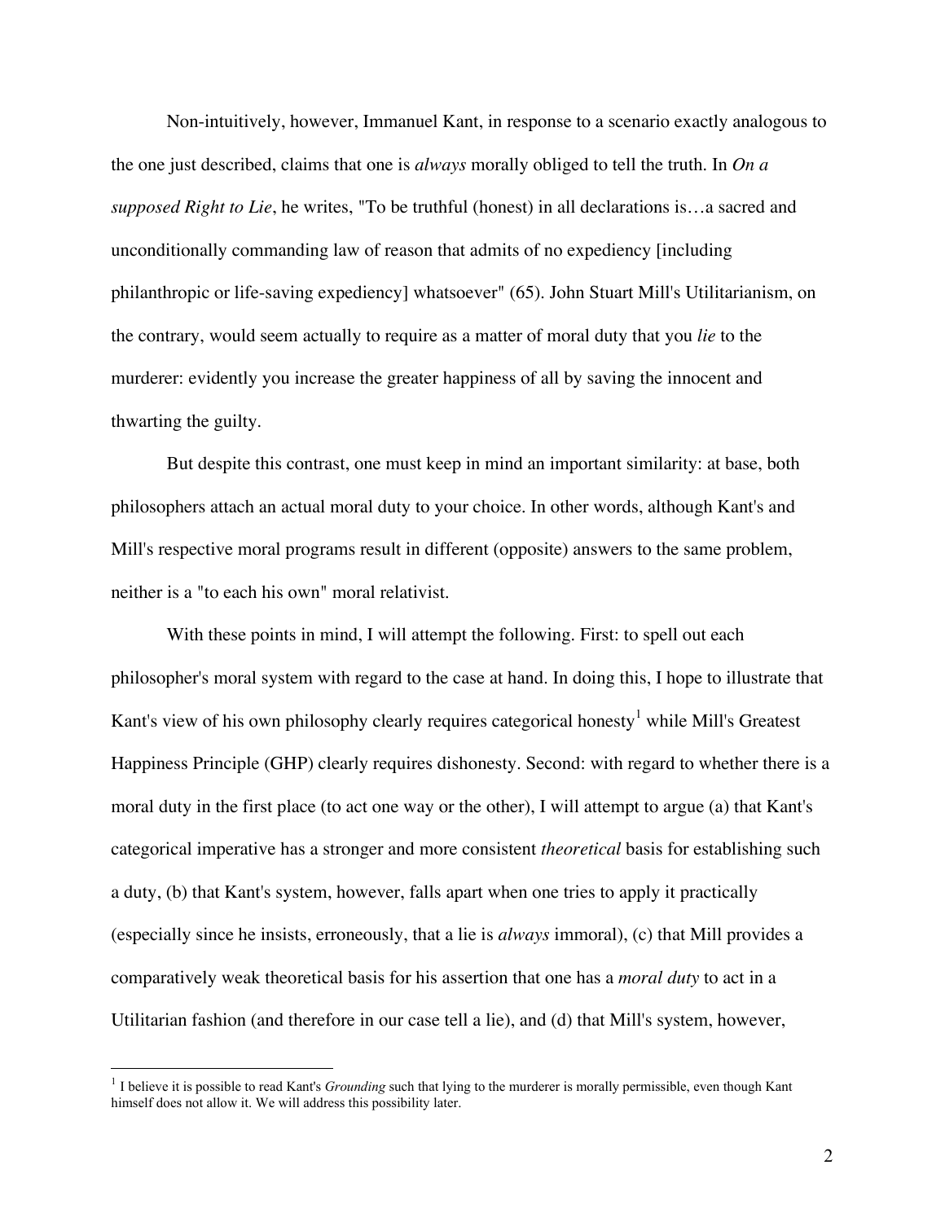Non-intuitively, however, Immanuel Kant, in response to a scenario exactly analogous to the one just described, claims that one is *always* morally obliged to tell the truth. In *On a supposed Right to Lie*, he writes, "To be truthful (honest) in all declarations is…a sacred and unconditionally commanding law of reason that admits of no expediency [including philanthropic or life-saving expediency] whatsoever" (65). John Stuart Mill's Utilitarianism, on the contrary, would seem actually to require as a matter of moral duty that you *lie* to the murderer: evidently you increase the greater happiness of all by saving the innocent and thwarting the guilty.

But despite this contrast, one must keep in mind an important similarity: at base, both philosophers attach an actual moral duty to your choice. In other words, although Kant's and Mill's respective moral programs result in different (opposite) answers to the same problem, neither is a "to each his own" moral relativist.

With these points in mind, I will attempt the following. First: to spell out each philosopher's moral system with regard to the case at hand. In doing this, I hope to illustrate that Kant's view of his own philosophy clearly requires categorical honesty[1] while Mill's Greatest Happiness Principle (GHP) clearly requires dishonesty. Second: with regard to whether there is a moral duty in the first place (to act one way or the other), I will attempt to argue (a) that Kant's categorical imperative has a stronger and more consistent *theoretical* basis for establishing such a duty, (b) that Kant's system, however, falls apart when one tries to apply it practically (especially since he insists, erroneously, that a lie is *always* immoral), (c) that Mill provides a comparatively weak theoretical basis for his assertion that one has a *moral duty* to act in a Utilitarian fashion (and therefore in our case tell a lie), and (d) that Mill's system, however,

[1] I believe it is possible to read Kant's *Grounding* such that lying to the murderer is morally permissible, even though Kant himself does not allow it. We will address this possibility later.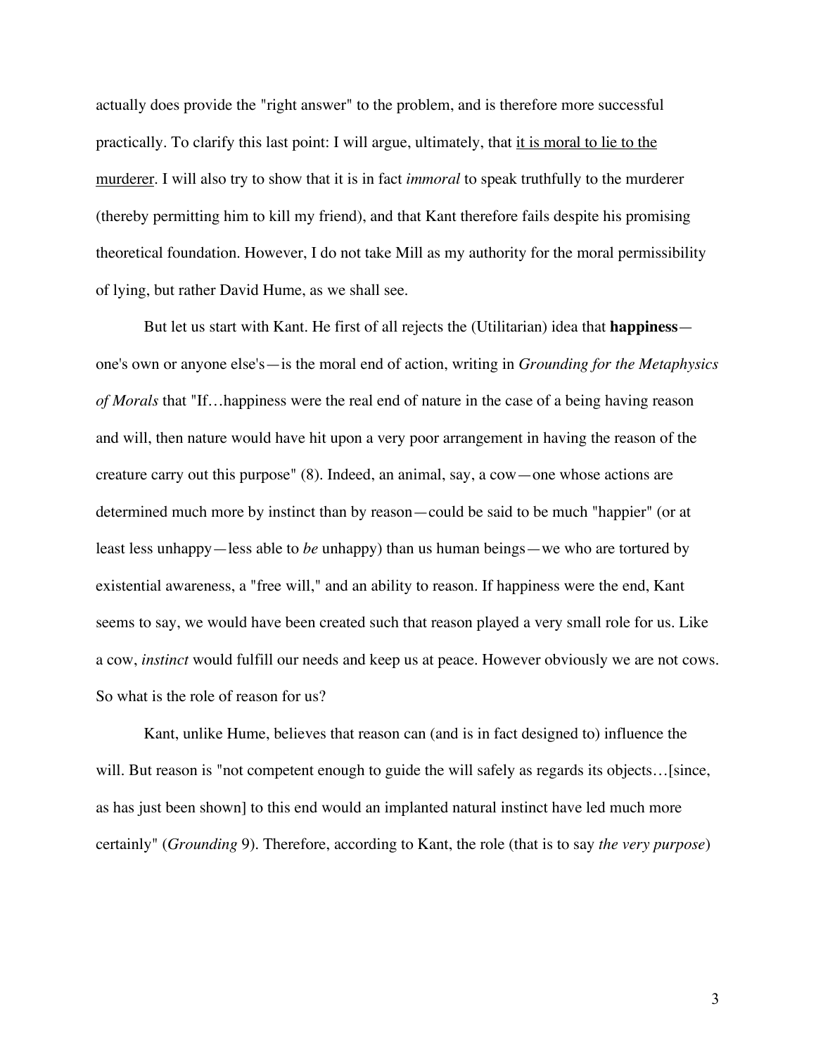actually does provide the "right answer" to the problem, and is therefore more successful practically. To clarify this last point: I will argue, ultimately, that <u>it is moral to lie to the murderer</u>. I will also try to show that it is in fact *immoral* to speak truthfully to the murderer (thereby permitting him to kill my friend), and that Kant therefore fails despite his promising theoretical foundation. However, I do not take Mill as my authority for the moral permissibility of lying, but rather David Hume, as we shall see.

But let us start with Kant. He first of all rejects the (Utilitarian) idea that **happiness**—one's own or anyone else's—is the moral end of action, writing in *Grounding for the Metaphysics of Morals* that "If…happiness were the real end of nature in the case of a being having reason and will, then nature would have hit upon a very poor arrangement in having the reason of the creature carry out this purpose" (8). Indeed, an animal, say, a cow—one whose actions are determined much more by instinct than by reason—could be said to be much "happier" (or at least less unhappy—less able to *be* unhappy) than us human beings—we who are tortured by existential awareness, a "free will," and an ability to reason. If happiness were the end, Kant seems to say, we would have been created such that reason played a very small role for us. Like a cow, *instinct* would fulfill our needs and keep us at peace. However obviously we are not cows. So what is the role of reason for us?

Kant, unlike Hume, believes that reason can (and is in fact designed to) influence the will. But reason is "not competent enough to guide the will safely as regards its objects…[since, as has just been shown] to this end would an implanted natural instinct have led much more certainly" (*Grounding* 9). Therefore, according to Kant, the role (that is to say *the very purpose*)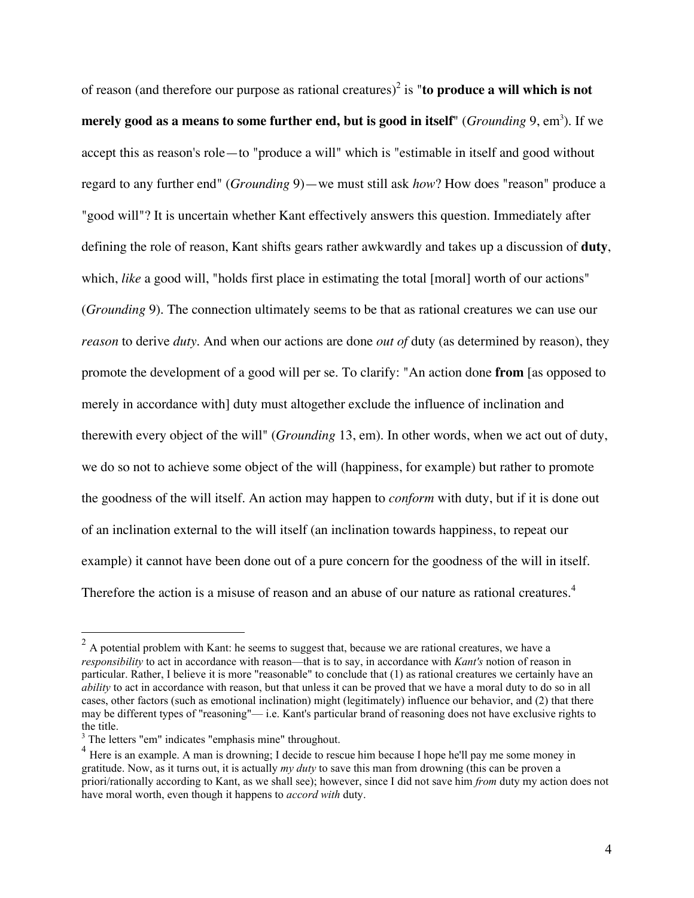of reason (and therefore our purpose as rational creatures)[2] is "**to produce a will which is not merely good as a means to some further end, but is good in itself**" (*Grounding* 9, em[3]). If we accept this as reason's role—to "produce a will" which is "estimable in itself and good without regard to any further end" (*Grounding* 9)—we must still ask *how*? How does "reason" produce a "good will"? It is uncertain whether Kant effectively answers this question. Immediately after defining the role of reason, Kant shifts gears rather awkwardly and takes up a discussion of **duty**, which, *like* a good will, "holds first place in estimating the total [moral] worth of our actions" (*Grounding* 9). The connection ultimately seems to be that as rational creatures we can use our *reason* to derive *duty*. And when our actions are done *out of* duty (as determined by reason), they promote the development of a good will per se. To clarify: "An action done **from** [as opposed to merely in accordance with] duty must altogether exclude the influence of inclination and therewith every object of the will" (*Grounding* 13, em). In other words, when we act out of duty, we do so not to achieve some object of the will (happiness, for example) but rather to promote the goodness of the will itself. An action may happen to *conform* with duty, but if it is done out of an inclination external to the will itself (an inclination towards happiness, to repeat our example) it cannot have been done out of a pure concern for the goodness of the will in itself. Therefore the action is a misuse of reason and an abuse of our nature as rational creatures.[4]

---

[2] A potential problem with Kant: he seems to suggest that, because we are rational creatures, we have a *responsibility* to act in accordance with reason—that is to say, in accordance with *Kant's* notion of reason in particular. Rather, I believe it is more "reasonable" to conclude that (1) as rational creatures we certainly have an *ability* to act in accordance with reason, but that unless it can be proved that we have a moral duty to do so in all cases, other factors (such as emotional inclination) might (legitimately) influence our behavior, and (2) that there may be different types of "reasoning"— i.e. Kant's particular brand of reasoning does not have exclusive rights to the title.

[3] The letters "em" indicates "emphasis mine" throughout.

[4] Here is an example. A man is drowning; I decide to rescue him because I hope he'll pay me some money in gratitude. Now, as it turns out, it is actually *my duty* to save this man from drowning (this can be proven a priori/rationally according to Kant, as we shall see); however, since I did not save him *from* duty my action does not have moral worth, even though it happens to *accord with* duty.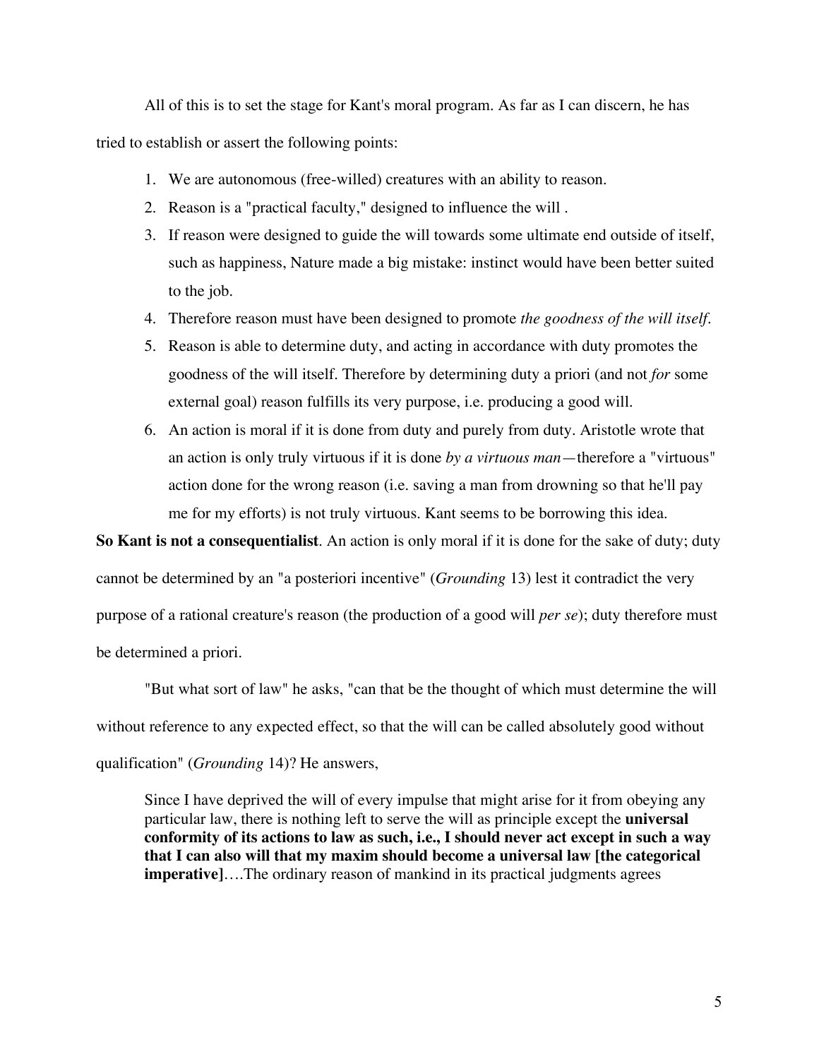All of this is to set the stage for Kant's moral program. As far as I can discern, he has tried to establish or assert the following points:

1. We are autonomous (free-willed) creatures with an ability to reason.
2. Reason is a "practical faculty," designed to influence the will .
3. If reason were designed to guide the will towards some ultimate end outside of itself, such as happiness, Nature made a big mistake: instinct would have been better suited to the job.
4. Therefore reason must have been designed to promote *the goodness of the will itself*.
5. Reason is able to determine duty, and acting in accordance with duty promotes the goodness of the will itself. Therefore by determining duty a priori (and not *for* some external goal) reason fulfills its very purpose, i.e. producing a good will.
6. An action is moral if it is done from duty and purely from duty. Aristotle wrote that an action is only truly virtuous if it is done *by a virtuous man*—therefore a "virtuous" action done for the wrong reason (i.e. saving a man from drowning so that he'll pay me for my efforts) is not truly virtuous. Kant seems to be borrowing this idea.

**So Kant is not a consequentialist**. An action is only moral if it is done for the sake of duty; duty cannot be determined by an "a posteriori incentive" (*Grounding* 13) lest it contradict the very purpose of a rational creature's reason (the production of a good will *per se*); duty therefore must be determined a priori.

"But what sort of law" he asks, "can that be the thought of which must determine the will without reference to any expected effect, so that the will can be called absolutely good without qualification" (*Grounding* 14)? He answers,

> Since I have deprived the will of every impulse that might arise for it from obeying any particular law, there is nothing left to serve the will as principle except the **universal conformity of its actions to law as such, i.e., I should never act except in such a way that I can also will that my maxim should become a universal law [the categorical imperative]**….The ordinary reason of mankind in its practical judgments agrees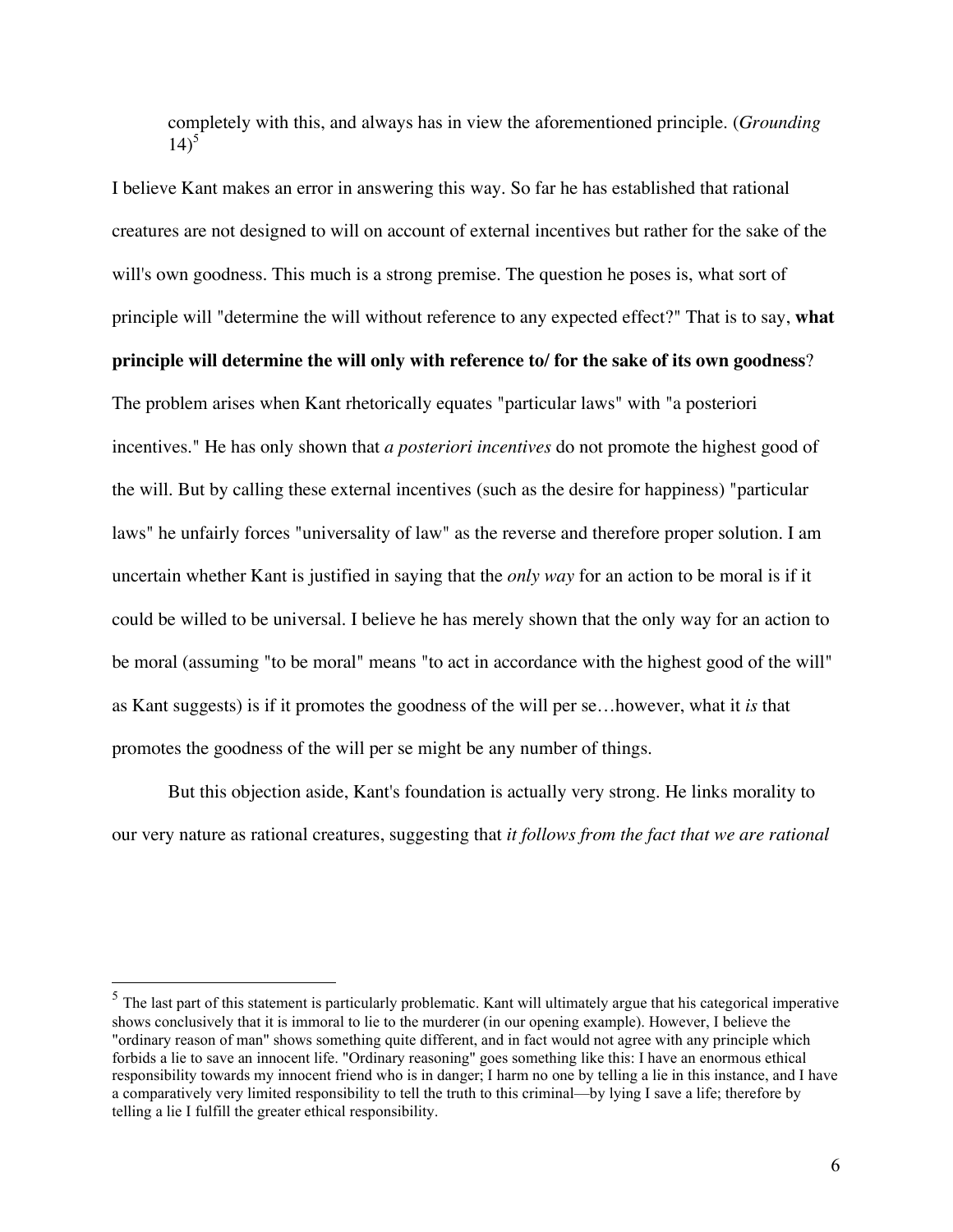> completely with this, and always has in view the aforementioned principle. (*Grounding* 14)[5]

I believe Kant makes an error in answering this way. So far he has established that rational creatures are not designed to will on account of external incentives but rather for the sake of the will's own goodness. This much is a strong premise. The question he poses is, what sort of principle will "determine the will without reference to any expected effect?" That is to say, **what principle will determine the will only with reference to/ for the sake of its own goodness**? The problem arises when Kant rhetorically equates "particular laws" with "a posteriori incentives." He has only shown that *a posteriori incentives* do not promote the highest good of the will. But by calling these external incentives (such as the desire for happiness) "particular laws" he unfairly forces "universality of law" as the reverse and therefore proper solution. I am uncertain whether Kant is justified in saying that the *only way* for an action to be moral is if it could be willed to be universal. I believe he has merely shown that the only way for an action to be moral (assuming "to be moral" means "to act in accordance with the highest good of the will" as Kant suggests) is if it promotes the goodness of the will per se…however, what it *is* that promotes the goodness of the will per se might be any number of things.

But this objection aside, Kant's foundation is actually very strong. He links morality to our very nature as rational creatures, suggesting that *it follows from the fact that we are rational*

---

[5] The last part of this statement is particularly problematic. Kant will ultimately argue that his categorical imperative shows conclusively that it is immoral to lie to the murderer (in our opening example). However, I believe the "ordinary reason of man" shows something quite different, and in fact would not agree with any principle which forbids a lie to save an innocent life. "Ordinary reasoning" goes something like this: I have an enormous ethical responsibility towards my innocent friend who is in danger; I harm no one by telling a lie in this instance, and I have a comparatively very limited responsibility to tell the truth to this criminal—by lying I save a life; therefore by telling a lie I fulfill the greater ethical responsibility.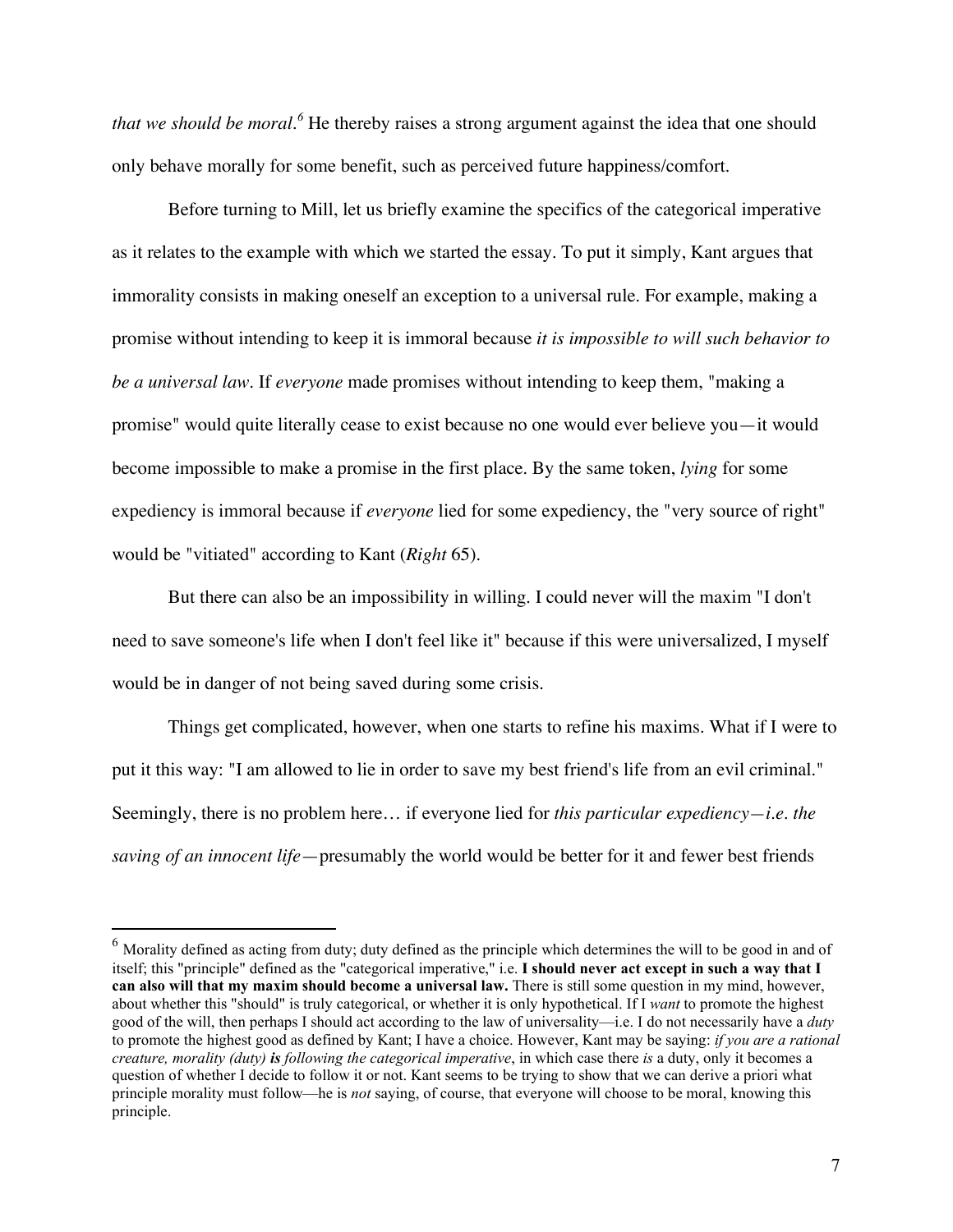*that we should be moral*.[6] He thereby raises a strong argument against the idea that one should only behave morally for some benefit, such as perceived future happiness/comfort.

Before turning to Mill, let us briefly examine the specifics of the categorical imperative as it relates to the example with which we started the essay. To put it simply, Kant argues that immorality consists in making oneself an exception to a universal rule. For example, making a promise without intending to keep it is immoral because *it is impossible to will such behavior to be a universal law*. If *everyone* made promises without intending to keep them, "making a promise" would quite literally cease to exist because no one would ever believe you—it would become impossible to make a promise in the first place. By the same token, *lying* for some expediency is immoral because if *everyone* lied for some expediency, the "very source of right" would be "vitiated" according to Kant (*Right* 65).

But there can also be an impossibility in willing. I could never will the maxim "I don't need to save someone's life when I don't feel like it" because if this were universalized, I myself would be in danger of not being saved during some crisis.

Things get complicated, however, when one starts to refine his maxims. What if I were to put it this way: "I am allowed to lie in order to save my best friend's life from an evil criminal." Seemingly, there is no problem here… if everyone lied for *this particular expediency—i.e. the saving of an innocent life*—presumably the world would be better for it and fewer best friends

---

[6] Morality defined as acting from duty; duty defined as the principle which determines the will to be good in and of itself; this "principle" defined as the "categorical imperative," i.e. **I should never act except in such a way that I can also will that my maxim should become a universal law.** There is still some question in my mind, however, about whether this "should" is truly categorical, or whether it is only hypothetical. If I *want* to promote the highest good of the will, then perhaps I should act according to the law of universality—i.e. I do not necessarily have a *duty* to promote the highest good as defined by Kant; I have a choice. However, Kant may be saying: *if you are a rational creature, morality (duty)* ***is*** *following the categorical imperative*, in which case there *is* a duty, only it becomes a question of whether I decide to follow it or not. Kant seems to be trying to show that we can derive a priori what principle morality must follow—he is *not* saying, of course, that everyone will choose to be moral, knowing this principle.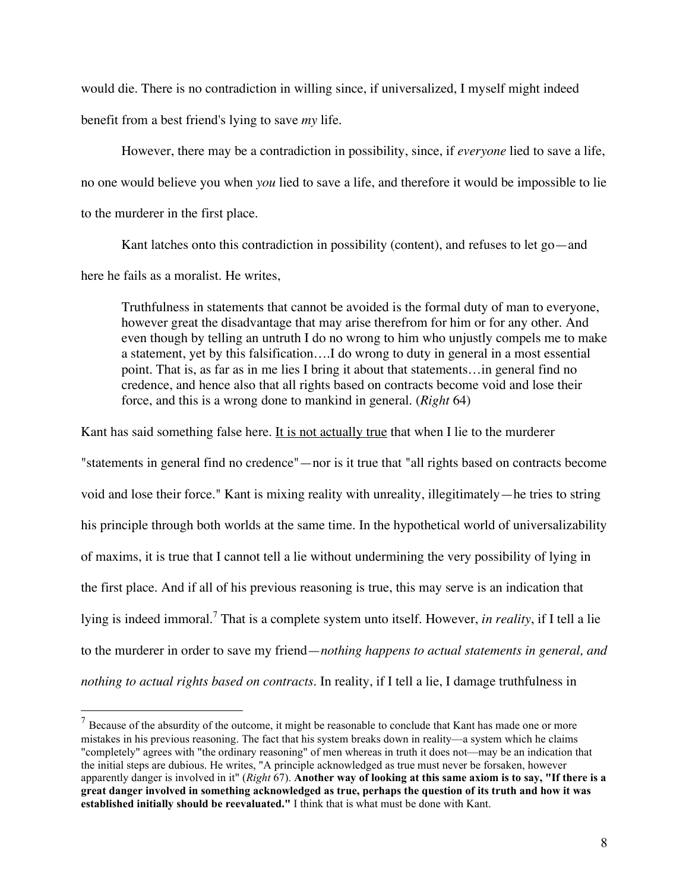would die. There is no contradiction in willing since, if universalized, I myself might indeed benefit from a best friend's lying to save *my* life.

However, there may be a contradiction in possibility, since, if *everyone* lied to save a life, no one would believe you when *you* lied to save a life, and therefore it would be impossible to lie to the murderer in the first place.

Kant latches onto this contradiction in possibility (content), and refuses to let go—and here he fails as a moralist. He writes,

> Truthfulness in statements that cannot be avoided is the formal duty of man to everyone, however great the disadvantage that may arise therefrom for him or for any other. And even though by telling an untruth I do no wrong to him who unjustly compels me to make a statement, yet by this falsification….I do wrong to duty in general in a most essential point. That is, as far as in me lies I bring it about that statements…in general find no credence, and hence also that all rights based on contracts become void and lose their force, and this is a wrong done to mankind in general. (*Right* 64)

Kant has said something false here. <u>It is not actually true</u> that when I lie to the murderer "statements in general find no credence"—nor is it true that "all rights based on contracts become void and lose their force." Kant is mixing reality with unreality, illegitimately—he tries to string his principle through both worlds at the same time. In the hypothetical world of universalizability of maxims, it is true that I cannot tell a lie without undermining the very possibility of lying in the first place. And if all of his previous reasoning is true, this may serve is an indication that lying is indeed immoral.[7] That is a complete system unto itself. However, *in reality*, if I tell a lie to the murderer in order to save my friend—*nothing happens to actual statements in general, and nothing to actual rights based on contracts*. In reality, if I tell a lie, I damage truthfulness in

---

[7] Because of the absurdity of the outcome, it might be reasonable to conclude that Kant has made one or more mistakes in his previous reasoning. The fact that his system breaks down in reality—a system which he claims "completely" agrees with "the ordinary reasoning" of men whereas in truth it does not—may be an indication that the initial steps are dubious. He writes, "A principle acknowledged as true must never be forsaken, however apparently danger is involved in it" (*Right* 67). **Another way of looking at this same axiom is to say, "If there is a great danger involved in something acknowledged as true, perhaps the question of its truth and how it was established initially should be reevaluated."** I think that is what must be done with Kant.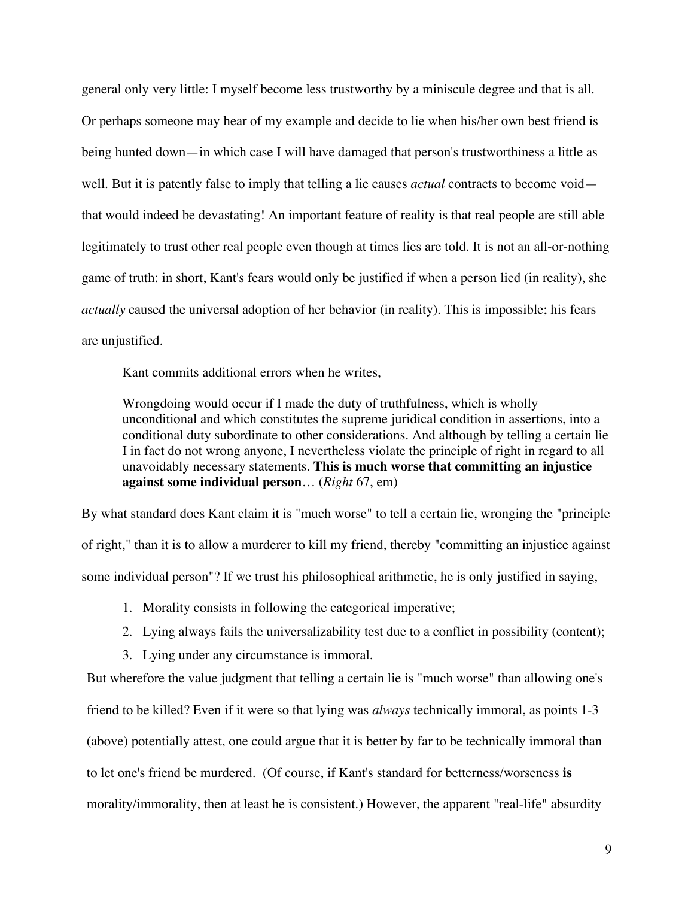general only very little: I myself become less trustworthy by a miniscule degree and that is all. Or perhaps someone may hear of my example and decide to lie when his/her own best friend is being hunted down—in which case I will have damaged that person's trustworthiness a little as well. But it is patently false to imply that telling a lie causes *actual* contracts to become void—that would indeed be devastating! An important feature of reality is that real people are still able legitimately to trust other real people even though at times lies are told. It is not an all-or-nothing game of truth: in short, Kant's fears would only be justified if when a person lied (in reality), she *actually* caused the universal adoption of her behavior (in reality). This is impossible; his fears are unjustified.

Kant commits additional errors when he writes,

> Wrongdoing would occur if I made the duty of truthfulness, which is wholly unconditional and which constitutes the supreme juridical condition in assertions, into a conditional duty subordinate to other considerations. And although by telling a certain lie I in fact do not wrong anyone, I nevertheless violate the principle of right in regard to all unavoidably necessary statements. **This is much worse that committing an injustice against some individual person**… (*Right* 67, em)

By what standard does Kant claim it is "much worse" to tell a certain lie, wronging the "principle of right," than it is to allow a murderer to kill my friend, thereby "committing an injustice against some individual person"? If we trust his philosophical arithmetic, he is only justified in saying,

1. Morality consists in following the categorical imperative;
2. Lying always fails the universalizability test due to a conflict in possibility (content);
3. Lying under any circumstance is immoral.

But wherefore the value judgment that telling a certain lie is "much worse" than allowing one's friend to be killed? Even if it were so that lying was *always* technically immoral, as points 1-3 (above) potentially attest, one could argue that it is better by far to be technically immoral than to let one's friend be murdered. (Of course, if Kant's standard for betterness/worseness **is** morality/immorality, then at least he is consistent.) However, the apparent "real-life" absurdity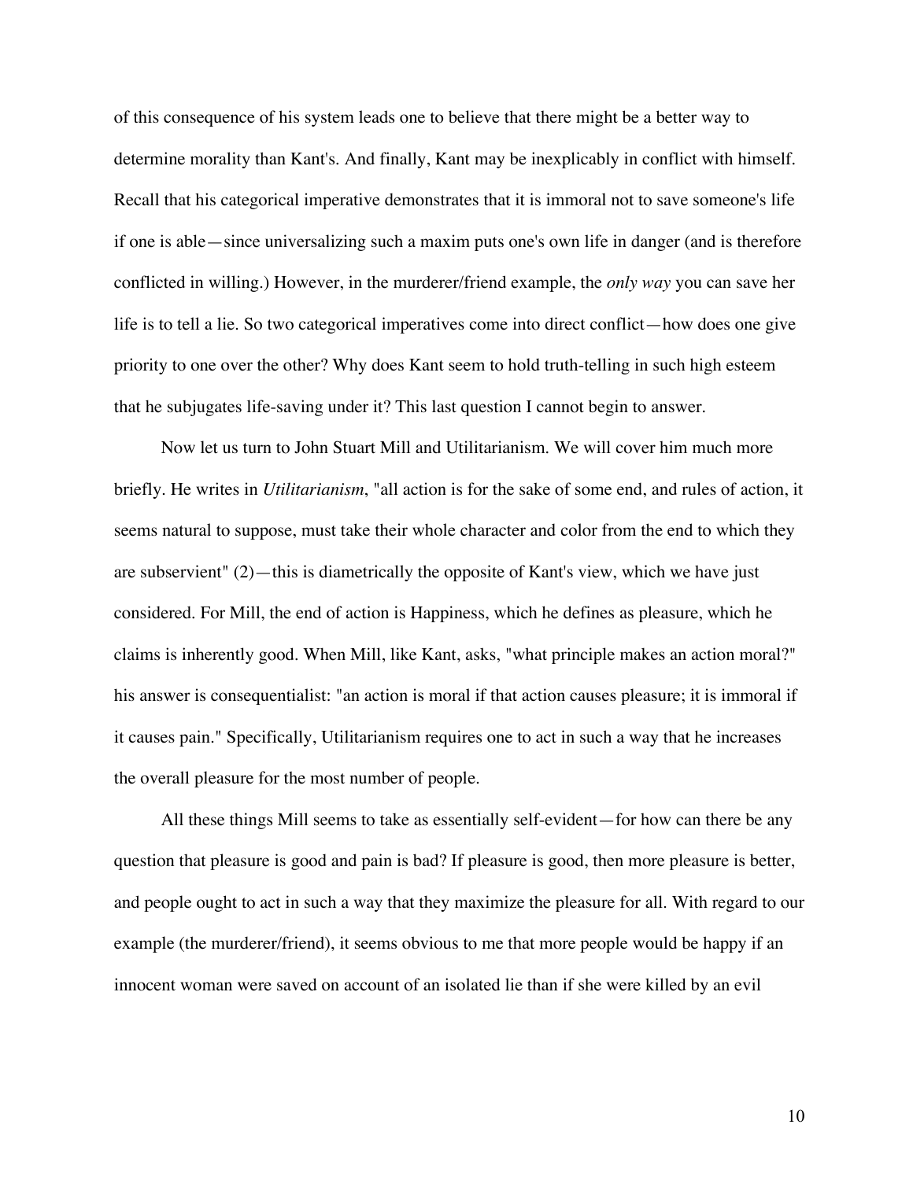of this consequence of his system leads one to believe that there might be a better way to determine morality than Kant's. And finally, Kant may be inexplicably in conflict with himself. Recall that his categorical imperative demonstrates that it is immoral not to save someone's life if one is able—since universalizing such a maxim puts one's own life in danger (and is therefore conflicted in willing.) However, in the murderer/friend example, the *only way* you can save her life is to tell a lie. So two categorical imperatives come into direct conflict—how does one give priority to one over the other? Why does Kant seem to hold truth-telling in such high esteem that he subjugates life-saving under it? This last question I cannot begin to answer.

Now let us turn to John Stuart Mill and Utilitarianism. We will cover him much more briefly. He writes in *Utilitarianism*, "all action is for the sake of some end, and rules of action, it seems natural to suppose, must take their whole character and color from the end to which they are subservient" (2)—this is diametrically the opposite of Kant's view, which we have just considered. For Mill, the end of action is Happiness, which he defines as pleasure, which he claims is inherently good. When Mill, like Kant, asks, "what principle makes an action moral?" his answer is consequentialist: "an action is moral if that action causes pleasure; it is immoral if it causes pain." Specifically, Utilitarianism requires one to act in such a way that he increases the overall pleasure for the most number of people.

All these things Mill seems to take as essentially self-evident—for how can there be any question that pleasure is good and pain is bad? If pleasure is good, then more pleasure is better, and people ought to act in such a way that they maximize the pleasure for all. With regard to our example (the murderer/friend), it seems obvious to me that more people would be happy if an innocent woman were saved on account of an isolated lie than if she were killed by an evil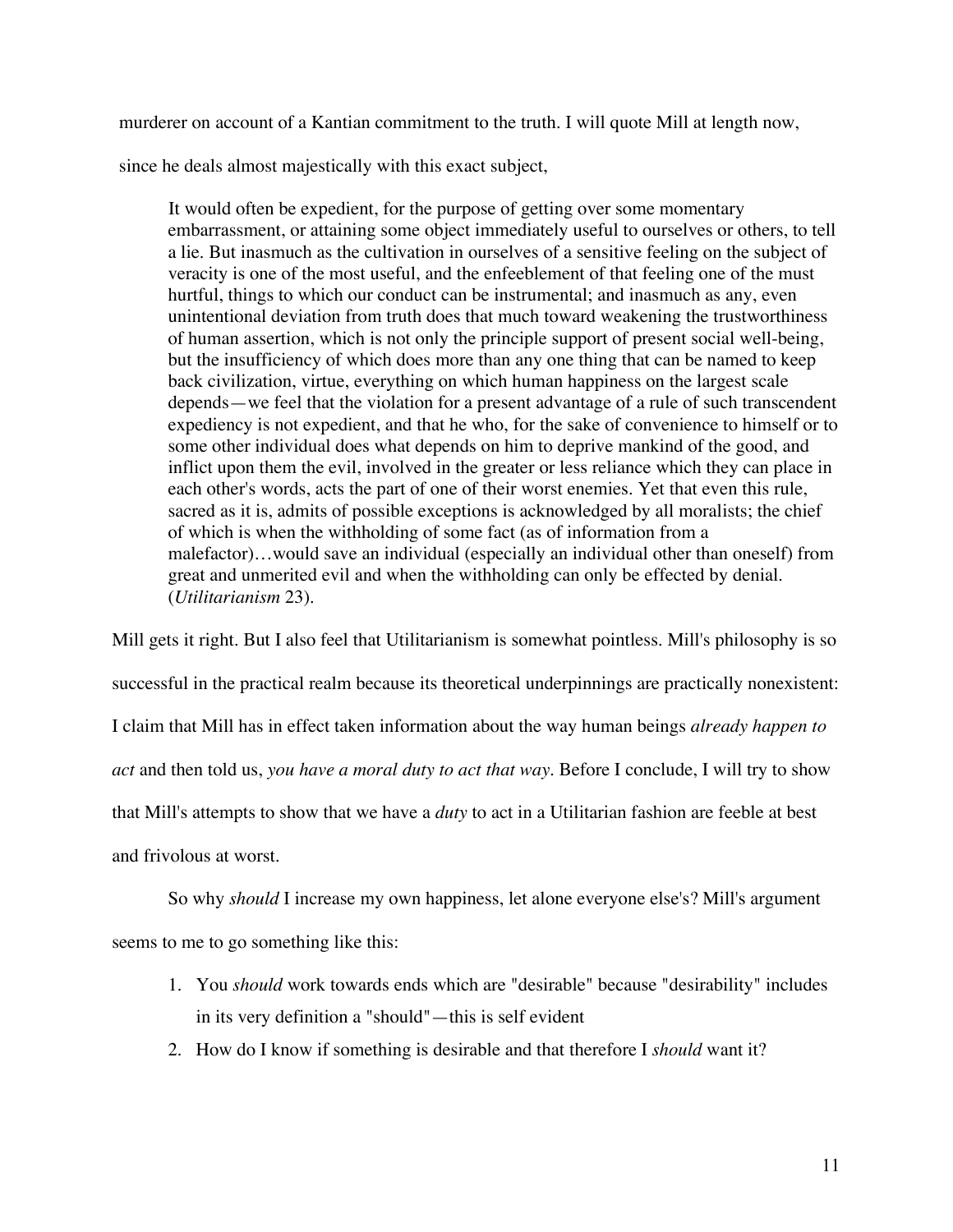murderer on account of a Kantian commitment to the truth. I will quote Mill at length now, since he deals almost majestically with this exact subject,

> It would often be expedient, for the purpose of getting over some momentary embarrassment, or attaining some object immediately useful to ourselves or others, to tell a lie. But inasmuch as the cultivation in ourselves of a sensitive feeling on the subject of veracity is one of the most useful, and the enfeeblement of that feeling one of the must hurtful, things to which our conduct can be instrumental; and inasmuch as any, even unintentional deviation from truth does that much toward weakening the trustworthiness of human assertion, which is not only the principle support of present social well-being, but the insufficiency of which does more than any one thing that can be named to keep back civilization, virtue, everything on which human happiness on the largest scale depends—we feel that the violation for a present advantage of a rule of such transcendent expediency is not expedient, and that he who, for the sake of convenience to himself or to some other individual does what depends on him to deprive mankind of the good, and inflict upon them the evil, involved in the greater or less reliance which they can place in each other's words, acts the part of one of their worst enemies. Yet that even this rule, sacred as it is, admits of possible exceptions is acknowledged by all moralists; the chief of which is when the withholding of some fact (as of information from a malefactor)…would save an individual (especially an individual other than oneself) from great and unmerited evil and when the withholding can only be effected by denial. (*Utilitarianism* 23).

Mill gets it right. But I also feel that Utilitarianism is somewhat pointless. Mill's philosophy is so successful in the practical realm because its theoretical underpinnings are practically nonexistent: I claim that Mill has in effect taken information about the way human beings *already happen to act* and then told us, *you have a moral duty to act that way*. Before I conclude, I will try to show that Mill's attempts to show that we have a *duty* to act in a Utilitarian fashion are feeble at best and frivolous at worst.

So why *should* I increase my own happiness, let alone everyone else's? Mill's argument seems to me to go something like this:

1. You *should* work towards ends which are "desirable" because "desirability" includes in its very definition a "should"—this is self evident
2. How do I know if something is desirable and that therefore I *should* want it?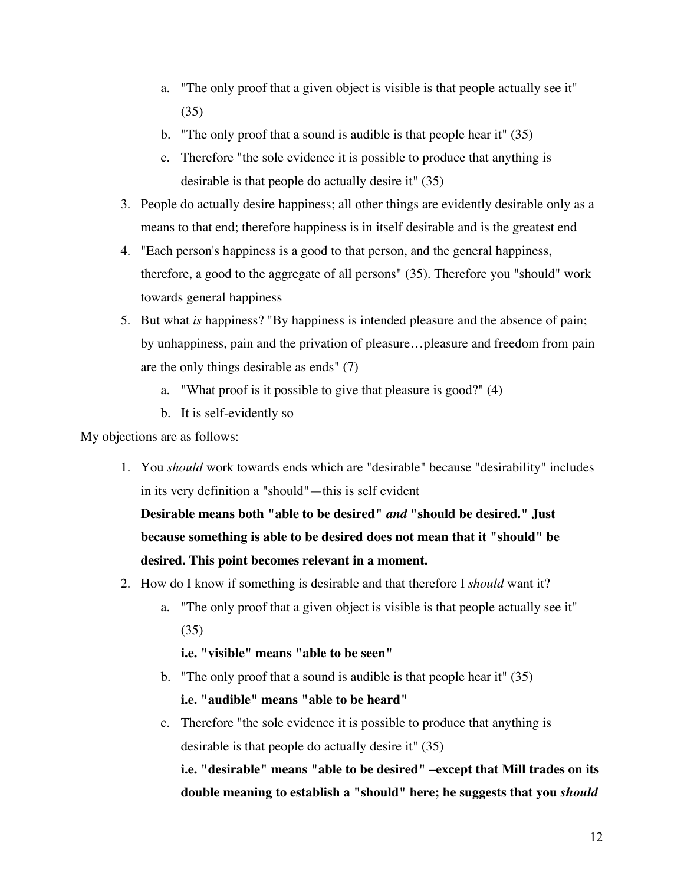a. "The only proof that a given object is visible is that people actually see it" (35)
   b. "The only proof that a sound is audible is that people hear it" (35)
   c. Therefore "the sole evidence it is possible to produce that anything is desirable is that people do actually desire it" (35)
3. People do actually desire happiness; all other things are evidently desirable only as a means to that end; therefore happiness is in itself desirable and is the greatest end
4. "Each person's happiness is a good to that person, and the general happiness, therefore, a good to the aggregate of all persons" (35). Therefore you "should" work towards general happiness
5. But what *is* happiness? "By happiness is intended pleasure and the absence of pain; by unhappiness, pain and the privation of pleasure…pleasure and freedom from pain are the only things desirable as ends" (7)
   a. "What proof is it possible to give that pleasure is good?" (4)
   b. It is self-evidently so

My objections are as follows:

1. You *should* work towards ends which are "desirable" because "desirability" includes in its very definition a "should"—this is self evident
   **Desirable means both "able to be desired"** ***and*** **"should be desired." Just because something is able to be desired does not mean that it "should" be desired. This point becomes relevant in a moment.**
2. How do I know if something is desirable and that therefore I *should* want it?
   a. "The only proof that a given object is visible is that people actually see it" (35)
      **i.e. "visible" means "able to be seen"**
   b. "The only proof that a sound is audible is that people hear it" (35)
      **i.e. "audible" means "able to be heard"**
   c. Therefore "the sole evidence it is possible to produce that anything is desirable is that people do actually desire it" (35)
      **i.e. "desirable" means "able to be desired" –except that Mill trades on its double meaning to establish a "should" here; he suggests that you** ***should***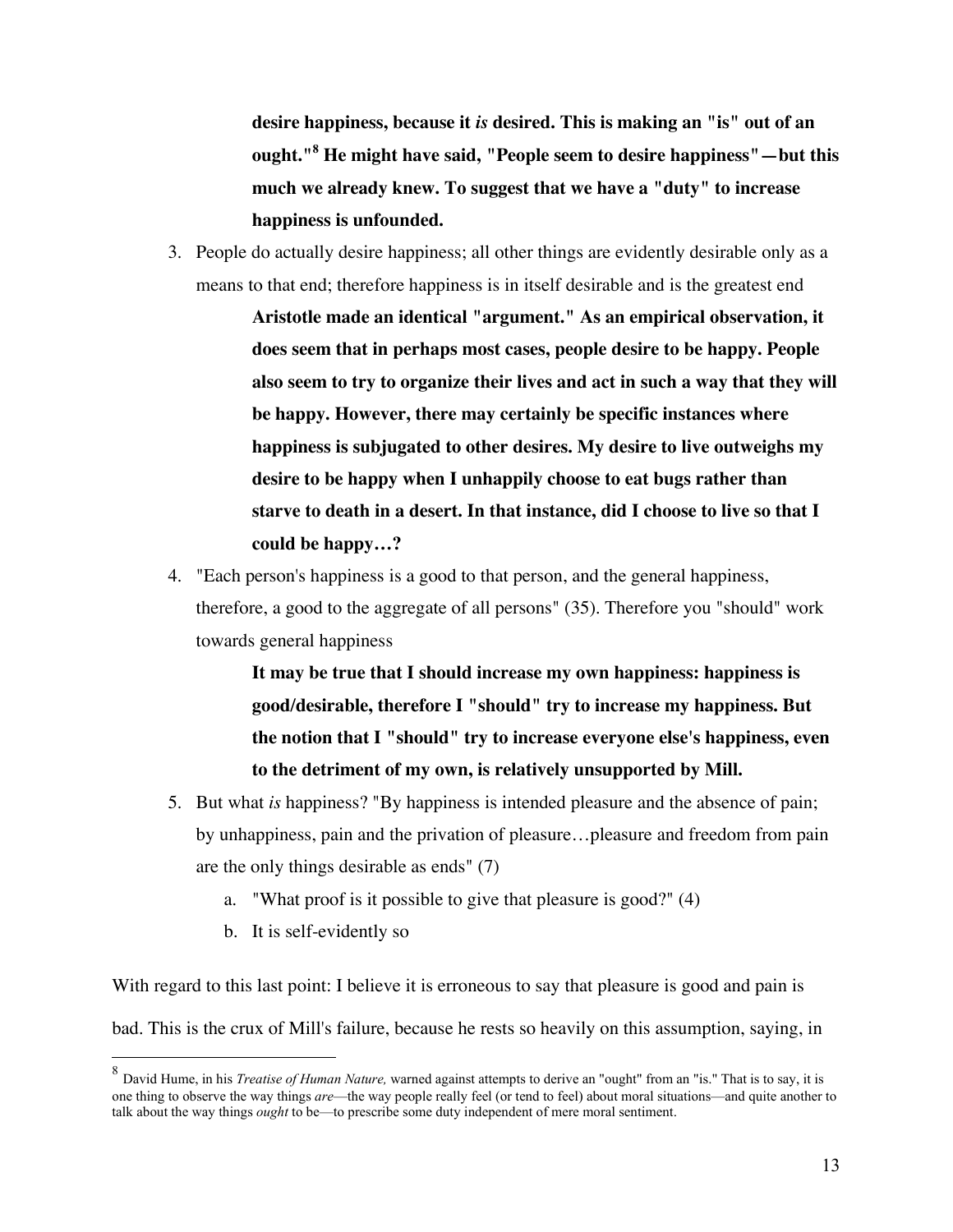**desire happiness, because it *is* desired. This is making an "is" out of an ought."[8] He might have said, "People seem to desire happiness"—but this much we already knew. To suggest that we have a "duty" to increase happiness is unfounded.**

3. People do actually desire happiness; all other things are evidently desirable only as a means to that end; therefore happiness is in itself desirable and is the greatest end

   **Aristotle made an identical "argument." As an empirical observation, it does seem that in perhaps most cases, people desire to be happy. People also seem to try to organize their lives and act in such a way that they will be happy. However, there may certainly be specific instances where happiness is subjugated to other desires. My desire to live outweighs my desire to be happy when I unhappily choose to eat bugs rather than starve to death in a desert. In that instance, did I choose to live so that I could be happy…?**

4. "Each person's happiness is a good to that person, and the general happiness, therefore, a good to the aggregate of all persons" (35). Therefore you "should" work towards general happiness

   **It may be true that I should increase my own happiness: happiness is good/desirable, therefore I "should" try to increase my happiness. But the notion that I "should" try to increase everyone else's happiness, even to the detriment of my own, is relatively unsupported by Mill.**

5. But what *is* happiness? "By happiness is intended pleasure and the absence of pain; by unhappiness, pain and the privation of pleasure…pleasure and freedom from pain are the only things desirable as ends" (7)
   a. "What proof is it possible to give that pleasure is good?" (4)
   b. It is self-evidently so

With regard to this last point: I believe it is erroneous to say that pleasure is good and pain is bad. This is the crux of Mill's failure, because he rests so heavily on this assumption, saying, in

---

[8] David Hume, in his *Treatise of Human Nature,* warned against attempts to derive an "ought" from an "is." That is to say, it is one thing to observe the way things *are*—the way people really feel (or tend to feel) about moral situations—and quite another to talk about the way things *ought* to be—to prescribe some duty independent of mere moral sentiment.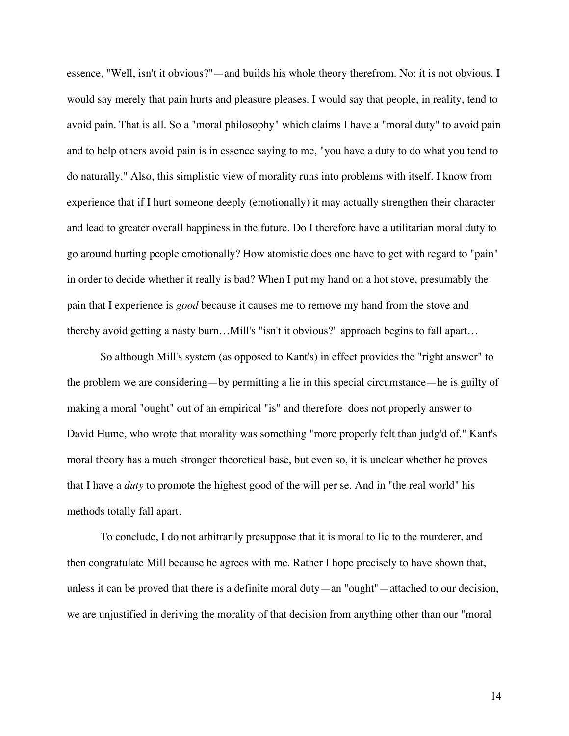essence, "Well, isn't it obvious?"—and builds his whole theory therefrom. No: it is not obvious. I would say merely that pain hurts and pleasure pleases. I would say that people, in reality, tend to avoid pain. That is all. So a "moral philosophy" which claims I have a "moral duty" to avoid pain and to help others avoid pain is in essence saying to me, "you have a duty to do what you tend to do naturally." Also, this simplistic view of morality runs into problems with itself. I know from experience that if I hurt someone deeply (emotionally) it may actually strengthen their character and lead to greater overall happiness in the future. Do I therefore have a utilitarian moral duty to go around hurting people emotionally? How atomistic does one have to get with regard to "pain" in order to decide whether it really is bad? When I put my hand on a hot stove, presumably the pain that I experience is *good* because it causes me to remove my hand from the stove and thereby avoid getting a nasty burn…Mill's "isn't it obvious?" approach begins to fall apart…

So although Mill's system (as opposed to Kant's) in effect provides the "right answer" to the problem we are considering—by permitting a lie in this special circumstance—he is guilty of making a moral "ought" out of an empirical "is" and therefore does not properly answer to David Hume, who wrote that morality was something "more properly felt than judg'd of." Kant's moral theory has a much stronger theoretical base, but even so, it is unclear whether he proves that I have a *duty* to promote the highest good of the will per se. And in "the real world" his methods totally fall apart.

To conclude, I do not arbitrarily presuppose that it is moral to lie to the murderer, and then congratulate Mill because he agrees with me. Rather I hope precisely to have shown that, unless it can be proved that there is a definite moral duty—an "ought"—attached to our decision, we are unjustified in deriving the morality of that decision from anything other than our "moral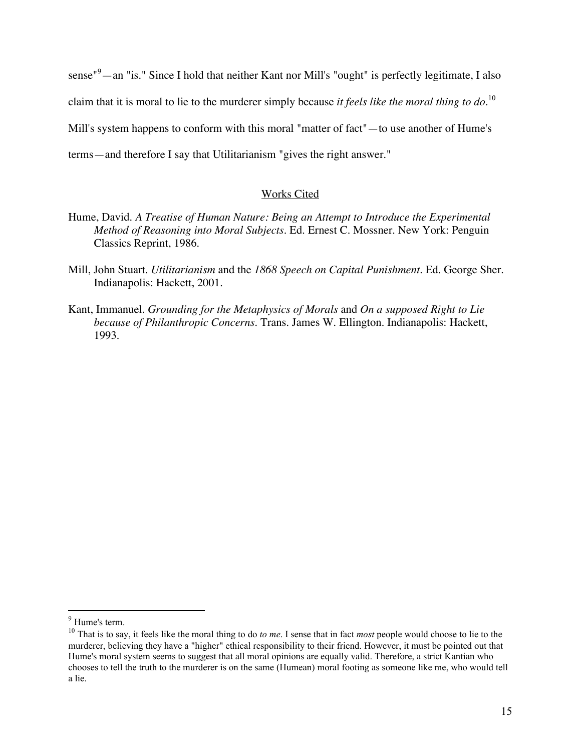sense"[9]—an "is." Since I hold that neither Kant nor Mill's "ought" is perfectly legitimate, I also claim that it is moral to lie to the murderer simply because *it feels like the moral thing to do*.[10] Mill's system happens to conform with this moral "matter of fact"—to use another of Hume's terms—and therefore I say that Utilitarianism "gives the right answer."

## Works Cited

Hume, David. *A Treatise of Human Nature: Being an Attempt to Introduce the Experimental Method of Reasoning into Moral Subjects*. Ed. Ernest C. Mossner. New York: Penguin Classics Reprint, 1986.

Mill, John Stuart. *Utilitarianism* and the *1868 Speech on Capital Punishment*. Ed. George Sher. Indianapolis: Hackett, 2001.

Kant, Immanuel. *Grounding for the Metaphysics of Morals* and *On a supposed Right to Lie because of Philanthropic Concerns*. Trans. James W. Ellington. Indianapolis: Hackett, 1993.

---

[9] Hume's term.

[10] That is to say, it feels like the moral thing to do *to me*. I sense that in fact *most* people would choose to lie to the murderer, believing they have a "higher" ethical responsibility to their friend. However, it must be pointed out that Hume's moral system seems to suggest that all moral opinions are equally valid. Therefore, a strict Kantian who chooses to tell the truth to the murderer is on the same (Humean) moral footing as someone like me, who would tell a lie.